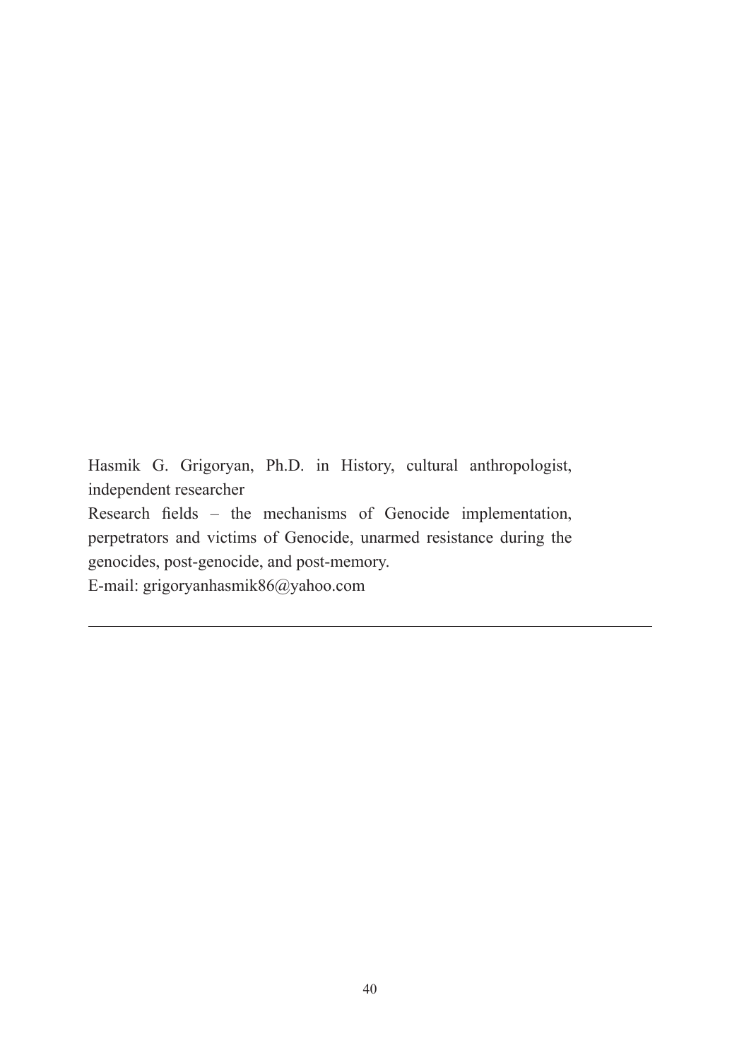Hasmik G. Grigoryan, Ph.D. in History, cultural anthropologist, independent researcher

Research fields – the mechanisms of Genocide implementation, perpetrators and victims of Genocide, unarmed resistance during the genocides, post-genocide, and post-memory.

E-mail: grigoryanhasmik86@yahoo.com

---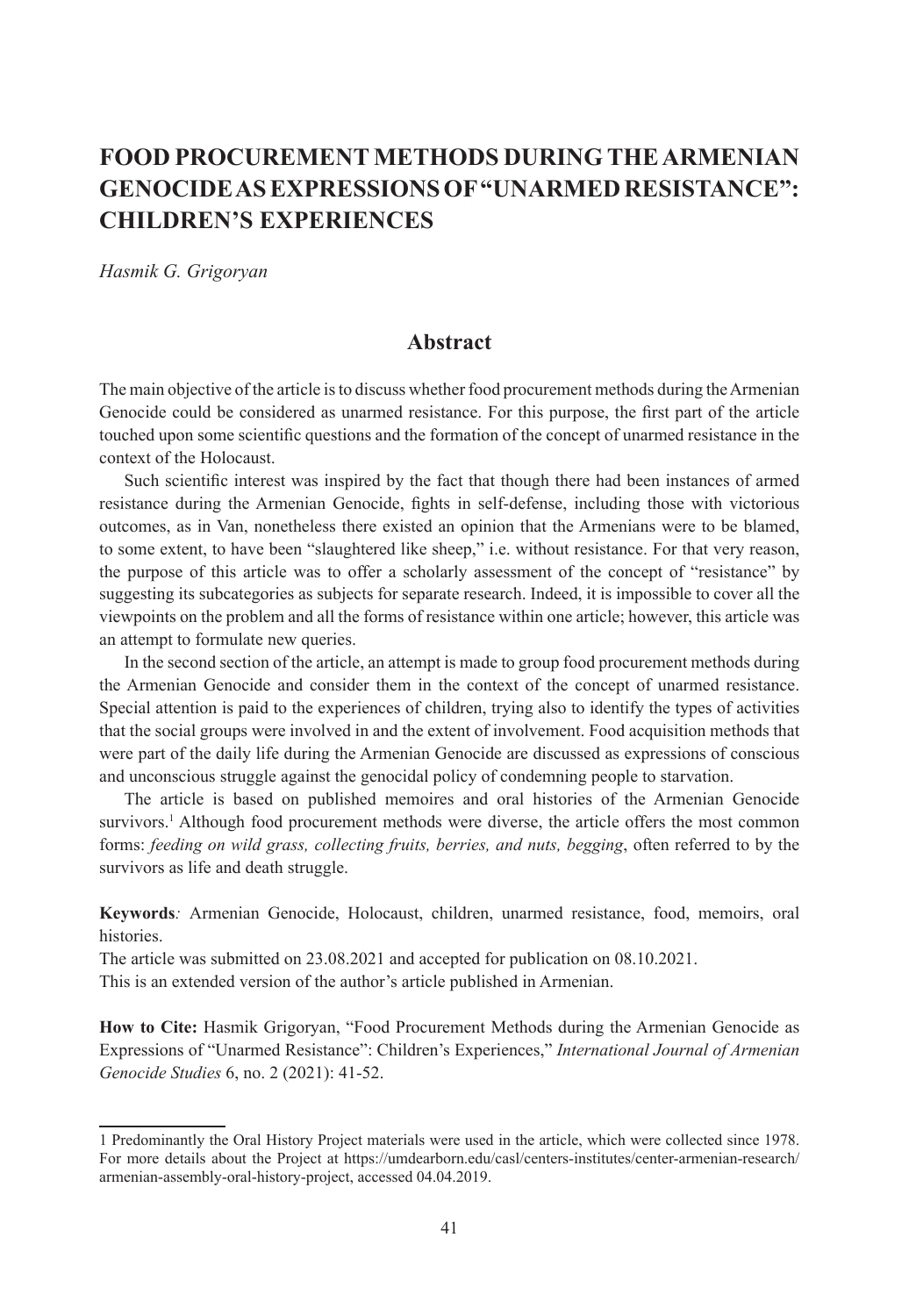# FOOD PROCUREMENT METHODS DURING THE ARMENIAN GENOCIDE AS EXPRESSIONS OF "UNARMED RESISTANCE": CHILDREN'S EXPERIENCES

*Hasmik G. Grigoryan*

## Abstract

The main objective of the article is to discuss whether food procurement methods during the Armenian Genocide could be considered as unarmed resistance. For this purpose, the first part of the article touched upon some scientific questions and the formation of the concept of unarmed resistance in the context of the Holocaust.

Such scientific interest was inspired by the fact that though there had been instances of armed resistance during the Armenian Genocide, fights in self-defense, including those with victorious outcomes, as in Van, nonetheless there existed an opinion that the Armenians were to be blamed, to some extent, to have been "slaughtered like sheep," i.e. without resistance. For that very reason, the purpose of this article was to offer a scholarly assessment of the concept of "resistance" by suggesting its subcategories as subjects for separate research. Indeed, it is impossible to cover all the viewpoints on the problem and all the forms of resistance within one article; however, this article was an attempt to formulate new queries.

In the second section of the article, an attempt is made to group food procurement methods during the Armenian Genocide and consider them in the context of the concept of unarmed resistance. Special attention is paid to the experiences of children, trying also to identify the types of activities that the social groups were involved in and the extent of involvement. Food acquisition methods that were part of the daily life during the Armenian Genocide are discussed as expressions of conscious and unconscious struggle against the genocidal policy of condemning people to starvation.

The article is based on published memoires and oral histories of the Armenian Genocide survivors.[1] Although food procurement methods were diverse, the article offers the most common forms: *feeding on wild grass, collecting fruits, berries, and nuts, begging*, often referred to by the survivors as life and death struggle.

**Keywords***:* Armenian Genocide, Holocaust, children, unarmed resistance, food, memoirs, oral histories.

The article was submitted on 23.08.2021 and accepted for publication on 08.10.2021.

This is an extended version of the author's article published in Armenian.

**How to Cite:** Hasmik Grigoryan, "Food Procurement Methods during the Armenian Genocide as Expressions of "Unarmed Resistance": Children's Experiences," *International Journal of Armenian Genocide Studies* 6, no. 2 (2021): 41-52.

---

1 Predominantly the Oral History Project materials were used in the article, which were collected since 1978. For more details about the Project at https://umdearborn.edu/casl/centers-institutes/center-armenian-research/armenian-assembly-oral-history-project, accessed 04.04.2019.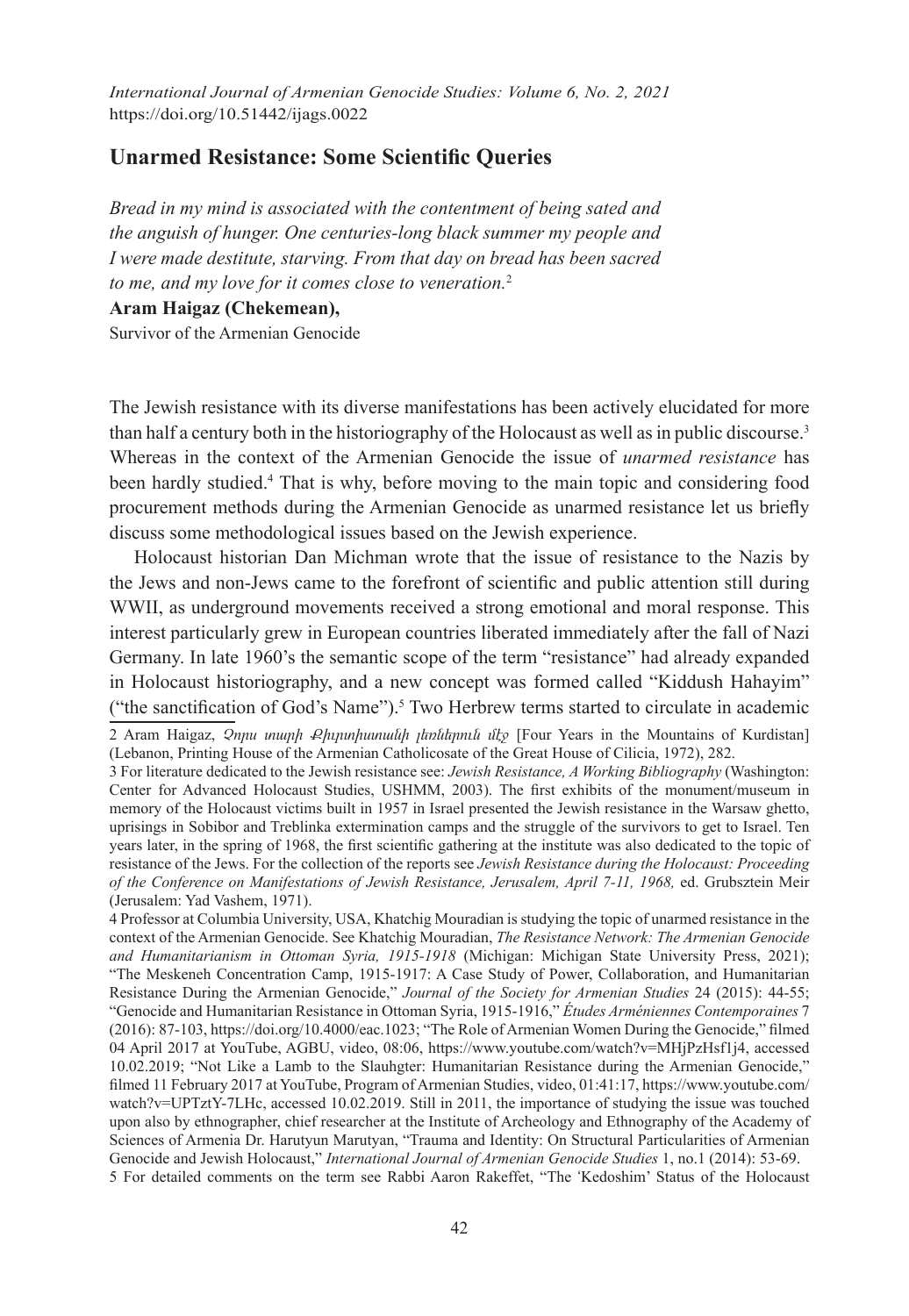## Unarmed Resistance: Some Scientific Queries

*Bread in my mind is associated with the contentment of being sated and the anguish of hunger. One centuries-long black summer my people and I were made destitute, starving. From that day on bread has been sacred to me, and my love for it comes close to veneration.*[2]

**Aram Haigaz (Chekemean),**
Survivor of the Armenian Genocide

The Jewish resistance with its diverse manifestations has been actively elucidated for more than half a century both in the historiography of the Holocaust as well as in public discourse.[3] Whereas in the context of the Armenian Genocide the issue of *unarmed resistance* has been hardly studied.[4] That is why, before moving to the main topic and considering food procurement methods during the Armenian Genocide as unarmed resistance let us briefly discuss some methodological issues based on the Jewish experience.

Holocaust historian Dan Michman wrote that the issue of resistance to the Nazis by the Jews and non-Jews came to the forefront of scientific and public attention still during WWII, as underground movements received a strong emotional and moral response. This interest particularly grew in European countries liberated immediately after the fall of Nazi Germany. In late 1960's the semantic scope of the term "resistance" had already expanded in Holocaust historiography, and a new concept was formed called "Kiddush Hahayim" ("the sanctification of God's Name").[5] Two Herbrew terms started to circulate in academic

---

2 Aram Haigaz, *Չորս տարի Քիւրտիստանի լեռներում մէջ* [Four Years in the Mountains of Kurdistan] (Lebanon, Printing House of the Armenian Catholicosate of the Great House of Cilicia, 1972), 282.

3 For literature dedicated to the Jewish resistance see: *Jewish Resistance, A Working Bibliography* (Washington: Center for Advanced Holocaust Studies, USHMM, 2003). The first exhibits of the monument/museum in memory of the Holocaust victims built in 1957 in Israel presented the Jewish resistance in the Warsaw ghetto, uprisings in Sobibor and Treblinka extermination camps and the struggle of the survivors to get to Israel. Ten years later, in the spring of 1968, the first scientific gathering at the institute was also dedicated to the topic of resistance of the Jews. For the collection of the reports see *Jewish Resistance during the Holocaust: Proceeding of the Conference on Manifestations of Jewish Resistance, Jerusalem, April 7-11, 1968,* ed. Grubsztein Meir (Jerusalem: Yad Vashem, 1971).

4 Professor at Columbia University, USA, Khatchig Mouradian is studying the topic of unarmed resistance in the context of the Armenian Genocide. See Khatchig Mouradian, *The Resistance Network: The Armenian Genocide and Humanitarianism in Ottoman Syria, 1915-1918* (Michigan: Michigan State University Press, 2021); "The Meskeneh Concentration Camp, 1915-1917: A Case Study of Power, Collaboration, and Humanitarian Resistance During the Armenian Genocide," *Journal of the Society for Armenian Studies* 24 (2015): 44-55; "Genocide and Humanitarian Resistance in Ottoman Syria, 1915-1916," *Études Arméniennes Contemporaines* 7 (2016): 87-103, https://doi.org/10.4000/eac.1023; "The Role of Armenian Women During the Genocide," filmed 04 April 2017 at YouTube, AGBU, video, 08:06, https://www.youtube.com/watch?v=MHjPzHsf1j4, accessed 10.02.2019; "Not Like a Lamb to the Slauhgter: Humanitarian Resistance during the Armenian Genocide," filmed 11 February 2017 at YouTube, Program of Armenian Studies, video, 01:41:17, https://www.youtube.com/watch?v=UPTztY-7LHc, accessed 10.02.2019. Still in 2011, the importance of studying the issue was touched upon also by ethnographer, chief researcher at the Institute of Archeology and Ethnography of the Academy of Sciences of Armenia Dr. Harutyun Marutyan, "Trauma and Identity: On Structural Particularities of Armenian Genocide and Jewish Holocaust," *International Journal of Armenian Genocide Studies* 1, no.1 (2014): 53-69.

5 For detailed comments on the term see Rabbi Aaron Rakeffet, "The 'Kedoshim' Status of the Holocaust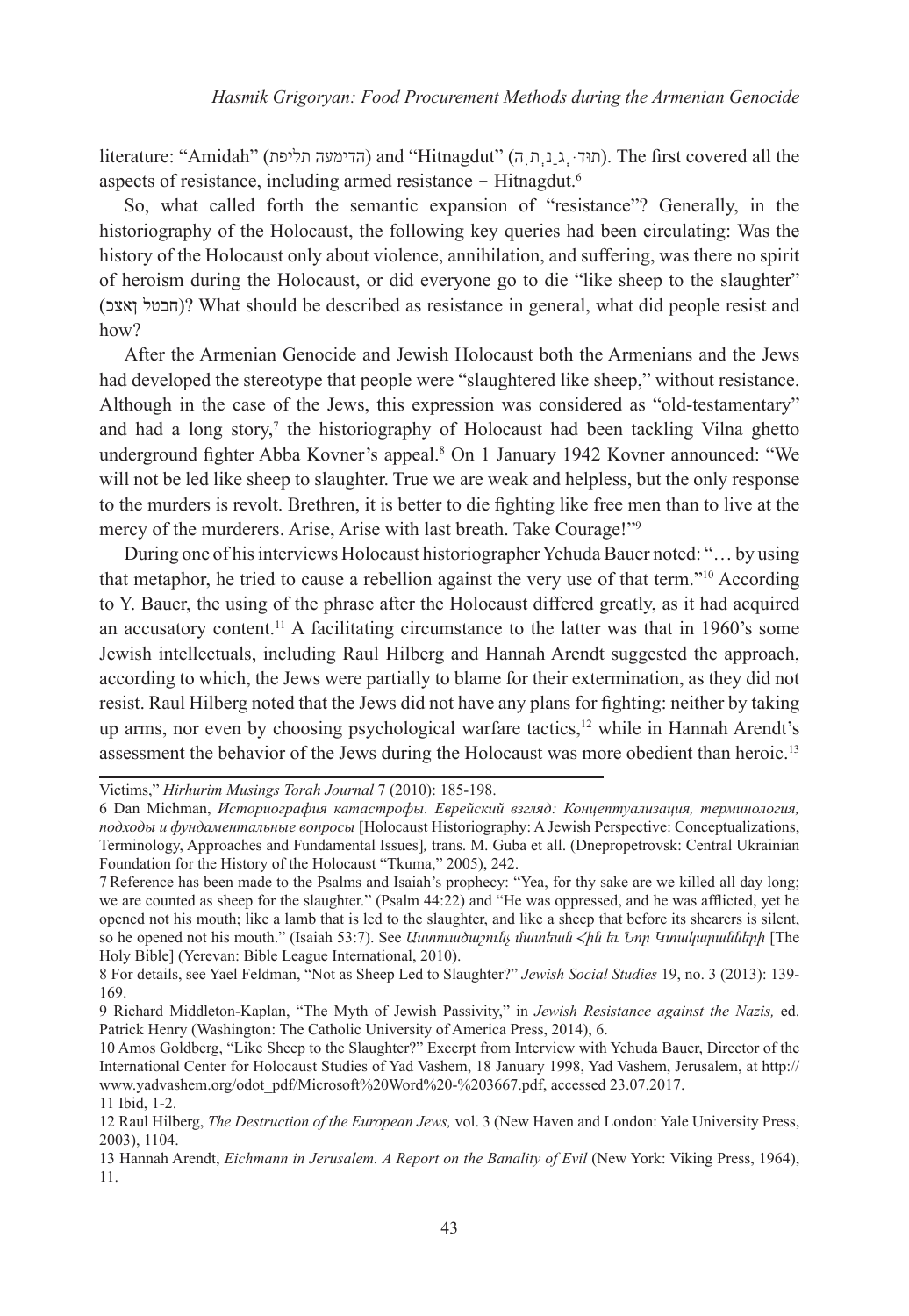literature: "Amidah" (הדימעה תליפת) and "Hitnagdut" (תוּד·ְג ַנ ְת ִה). The first covered all the aspects of resistance, including armed resistance – Hitnagdut.[6]

So, what called forth the semantic expansion of "resistance"? Generally, in the historiography of the Holocaust, the following key queries had been circulating: Was the history of the Holocaust only about violence, annihilation, and suffering, was there no spirit of heroism during the Holocaust, or did everyone go to die "like sheep to the slaughter" (חבטל ןאצכ)? What should be described as resistance in general, what did people resist and how?

After the Armenian Genocide and Jewish Holocaust both the Armenians and the Jews had developed the stereotype that people were "slaughtered like sheep," without resistance. Although in the case of the Jews, this expression was considered as "old-testamentary" and had a long story,[7] the historiography of Holocaust had been tackling Vilna ghetto underground fighter Abba Kovner's appeal.[8] On 1 January 1942 Kovner announced: "We will not be led like sheep to slaughter. True we are weak and helpless, but the only response to the murders is revolt. Brethren, it is better to die fighting like free men than to live at the mercy of the murderers. Arise, Arise with last breath. Take Courage!"[9]

During one of his interviews Holocaust historiographer Yehuda Bauer noted: "… by using that metaphor, he tried to cause a rebellion against the very use of that term."[10] According to Y. Bauer, the using of the phrase after the Holocaust differed greatly, as it had acquired an accusatory content.[11] A facilitating circumstance to the latter was that in 1960's some Jewish intellectuals, including Raul Hilberg and Hannah Arendt suggested the approach, according to which, the Jews were partially to blame for their extermination, as they did not resist. Raul Hilberg noted that the Jews did not have any plans for fighting: neither by taking up arms, nor even by choosing psychological warfare tactics,[12] while in Hannah Arendt's assessment the behavior of the Jews during the Holocaust was more obedient than heroic.[13]

---

Victims," *Hirhurim Musings Torah Journal* 7 (2010): 185-198.

6 Dan Michman, *Историография катастрофы. Еврейский взгляд: Концептуализация, терминология, подходы и фундаментальные вопросы* [Holocaust Historiography: A Jewish Perspective: Conceptualizations, Terminology, Approaches and Fundamental Issues], trans. M. Guba et all. (Dnepropetrovsk: Central Ukrainian Foundation for the History of the Holocaust "Tkuma," 2005), 242.

7 Reference has been made to the Psalms and Isaiah's prophecy: "Yea, for thy sake are we killed all day long; we are counted as sheep for the slaughter." (Psalm 44:22) and "He was oppressed, and he was afflicted, yet he opened not his mouth; like a lamb that is led to the slaughter, and like a sheep that before its shearers is silent, so he opened not his mouth." (Isaiah 53:7). See *Աստուածաշունչ մատեան Հին եւ Նոր Կտակարանների* [The Holy Bible] (Yerevan: Bible League International, 2010).

8 For details, see Yael Feldman, "Not as Sheep Led to Slaughter?" *Jewish Social Studies* 19, no. 3 (2013): 139-169.

9 Richard Middleton-Kaplan, "The Myth of Jewish Passivity," in *Jewish Resistance against the Nazis,* ed. Patrick Henry (Washington: The Catholic University of America Press, 2014), 6.

10 Amos Goldberg, "Like Sheep to the Slaughter?" Excerpt from Interview with Yehuda Bauer, Director of the International Center for Holocaust Studies of Yad Vashem, 18 January 1998, Yad Vashem, Jerusalem, at http://www.yadvashem.org/odot_pdf/Microsoft%20Word%20-%203667.pdf, accessed 23.07.2017.

11 Ibid, 1-2.

12 Raul Hilberg, *The Destruction of the European Jews,* vol. 3 (New Haven and London: Yale University Press, 2003), 1104.

13 Hannah Arendt, *Eichmann in Jerusalem. A Report on the Banality of Evil* (New York: Viking Press, 1964), 11.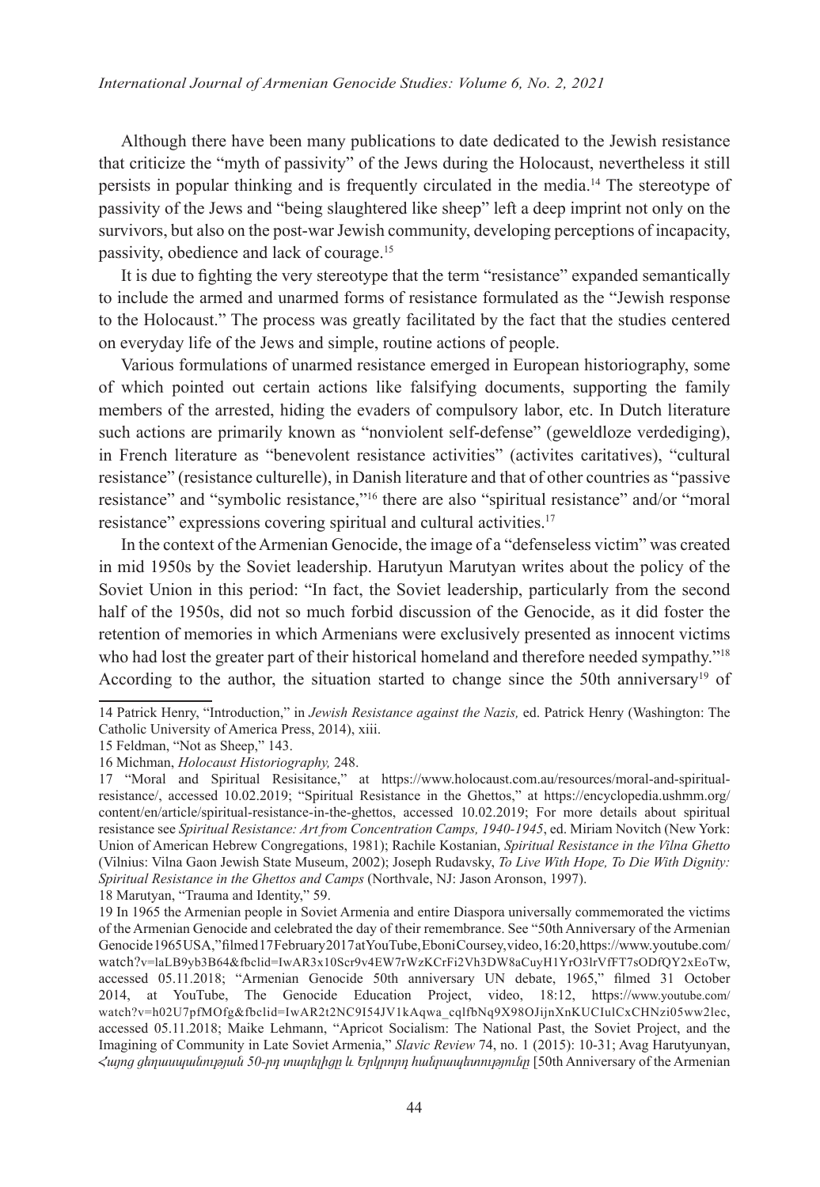Although there have been many publications to date dedicated to the Jewish resistance that criticize the "myth of passivity" of the Jews during the Holocaust, nevertheless it still persists in popular thinking and is frequently circulated in the media.[14] The stereotype of passivity of the Jews and "being slaughtered like sheep" left a deep imprint not only on the survivors, but also on the post-war Jewish community, developing perceptions of incapacity, passivity, obedience and lack of courage.[15]

It is due to fighting the very stereotype that the term "resistance" expanded semantically to include the armed and unarmed forms of resistance formulated as the "Jewish response to the Holocaust." The process was greatly facilitated by the fact that the studies centered on everyday life of the Jews and simple, routine actions of people.

Various formulations of unarmed resistance emerged in European historiography, some of which pointed out certain actions like falsifying documents, supporting the family members of the arrested, hiding the evaders of compulsory labor, etc. In Dutch literature such actions are primarily known as "nonviolent self-defense" (geweldloze verdediging), in French literature as "benevolent resistance activities" (activites caritatives), "cultural resistance" (resistance culturelle), in Danish literature and that of other countries as "passive resistance" and "symbolic resistance,"[16] there are also "spiritual resistance" and/or "moral resistance" expressions covering spiritual and cultural activities.[17]

In the context of the Armenian Genocide, the image of a "defenseless victim" was created in mid 1950s by the Soviet leadership. Harutyun Marutyan writes about the policy of the Soviet Union in this period: "In fact, the Soviet leadership, particularly from the second half of the 1950s, did not so much forbid discussion of the Genocide, as it did foster the retention of memories in which Armenians were exclusively presented as innocent victims who had lost the greater part of their historical homeland and therefore needed sympathy."[18] According to the author, the situation started to change since the 50th anniversary[19] of

---

14 Patrick Henry, "Introduction," in *Jewish Resistance against the Nazis,* ed. Patrick Henry (Washington: The Catholic University of America Press, 2014), xiii.

15 Feldman, "Not as Sheep," 143.

16 Michman, *Holocaust Historiography,* 248.

17 "Moral and Spiritual Resisitance," at https://www.holocaust.com.au/resources/moral-and-spiritual-resistance/, accessed 10.02.2019; "Spiritual Resistance in the Ghettos," at https://encyclopedia.ushmm.org/content/en/article/spiritual-resistance-in-the-ghettos, accessed 10.02.2019; For more details about spiritual resistance see *Spiritual Resistance: Art from Concentration Camps, 1940-1945*, ed. Miriam Novitch (New York: Union of American Hebrew Congregations, 1981); Rachile Kostanian, *Spiritual Resistance in the Vilna Ghetto* (Vilnius: Vilna Gaon Jewish State Museum, 2002); Joseph Rudavsky, *To Live With Hope, To Die With Dignity: Spiritual Resistance in the Ghettos and Camps* (Northvale, NJ: Jason Aronson, 1997).

18 Marutyan, "Trauma and Identity," 59.

19 In 1965 the Armenian people in Soviet Armenia and entire Diaspora universally commemorated the victims of the Armenian Genocide and celebrated the day of their remembrance. See "50th Anniversary of the Armenian Genocide1965USA,"filmed17February2017atYouTube,EboniCoursey,video,16:20,https://www.youtube.com/watch?v=laLB9yb3B64&fbclid=IwAR3x10Scr9v4EW7rWzKCrFi2Vh3DW8aCuyH1YrO3lrVfFT7sODfQY2xEoTw, accessed 05.11.2018; "Armenian Genocide 50th anniversary UN debate, 1965," filmed 31 October 2014, at YouTube, The Genocide Education Project, video, 18:12, https://www.youtube.com/watch?v=h02U7pfMOfg&fbclid=IwAR2t2NC9I54JV1kAqwa_cqlfbNq9X98OJijnXnKUCIulCxCHNzi05ww2lec, accessed 05.11.2018; Maike Lehmann, "Apricot Socialism: The National Past, the Soviet Project, and the Imagining of Community in Late Soviet Armenia," *Slavic Review* 74, no. 1 (2015): 10-31; Avag Harutyunyan, *Հայոց ցեղասպանության 50-րդ տարելիցը և Երկրորդ հանրապետությունը* [50th Anniversary of the Armenian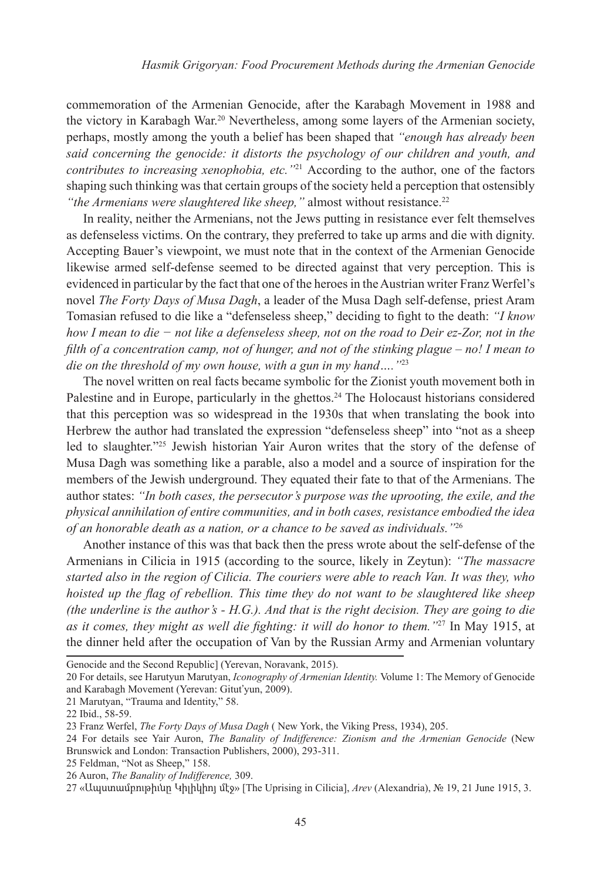commemoration of the Armenian Genocide, after the Karabagh Movement in 1988 and the victory in Karabagh War.[20] Nevertheless, among some layers of the Armenian society, perhaps, mostly among the youth a belief has been shaped that *"enough has already been said concerning the genocide: it distorts the psychology of our children and youth, and contributes to increasing xenophobia, etc."*[21] According to the author, one of the factors shaping such thinking was that certain groups of the society held a perception that ostensibly *"the Armenians were slaughtered like sheep,"* almost without resistance.[22]

In reality, neither the Armenians, not the Jews putting in resistance ever felt themselves as defenseless victims. On the contrary, they preferred to take up arms and die with dignity. Accepting Bauer's viewpoint, we must note that in the context of the Armenian Genocide likewise armed self-defense seemed to be directed against that very perception. This is evidenced in particular by the fact that one of the heroes in the Austrian writer Franz Werfel's novel *The Forty Days of Musa Dagh*, a leader of the Musa Dagh self-defense, priest Aram Tomasian refused to die like a "defenseless sheep," deciding to fight to the death: *"I know how I mean to die − not like a defenseless sheep, not on the road to Deir ez-Zor, not in the filth of a concentration camp, not of hunger, and not of the stinking plague – no! I mean to die on the threshold of my own house, with a gun in my hand…."*[23]

The novel written on real facts became symbolic for the Zionist youth movement both in Palestine and in Europe, particularly in the ghettos.[24] The Holocaust historians considered that this perception was so widespread in the 1930s that when translating the book into Herbrew the author had translated the expression "defenseless sheep" into "not as a sheep led to slaughter."[25] Jewish historian Yair Auron writes that the story of the defense of Musa Dagh was something like a parable, also a model and a source of inspiration for the members of the Jewish underground. They equated their fate to that of the Armenians. The author states: *"In both cases, the persecutor's purpose was the uprooting, the exile, and the physical annihilation of entire communities, and in both cases, resistance embodied the idea of an honorable death as a nation, or a chance to be saved as individuals."*[26]

Another instance of this was that back then the press wrote about the self-defense of the Armenians in Cilicia in 1915 (according to the source, likely in Zeytun): *"The massacre started also in the region of Cilicia. The couriers were able to reach Van. It was they, who hoisted up the flag of rebellion. This time they do not want to be slaughtered like sheep (the underline is the author's - H.G.). And that is the right decision. They are going to die as it comes, they might as well die fighting: it will do honor to them."*[27] In May 1915, at the dinner held after the occupation of Van by the Russian Army and Armenian voluntary

---

Genocide and the Second Republic] (Yerevan, Noravank, 2015).

20 For details, see Harutyun Marutyan, *Iconography of Armenian Identity.* Volume 1: The Memory of Genocide and Karabagh Movement (Yerevan: Gitut'yun, 2009).

21 Marutyan, "Trauma and Identity," 58.

22 Ibid., 58-59.

23 Franz Werfel, *The Forty Days of Musa Dagh* ( New York, the Viking Press, 1934), 205.

24 For details see Yair Auron, *The Banality of Indifference: Zionism and the Armenian Genocide* (New Brunswick and London: Transaction Publishers, 2000), 293-311.

25 Feldman, "Not as Sheep," 158.

26 Auron, *The Banality of Indifference,* 309.

27 «Ապստամբութիւնը Կիլիկիոյ մէջ» [The Uprising in Cilicia], *Arev* (Alexandria), № 19, 21 June 1915, 3.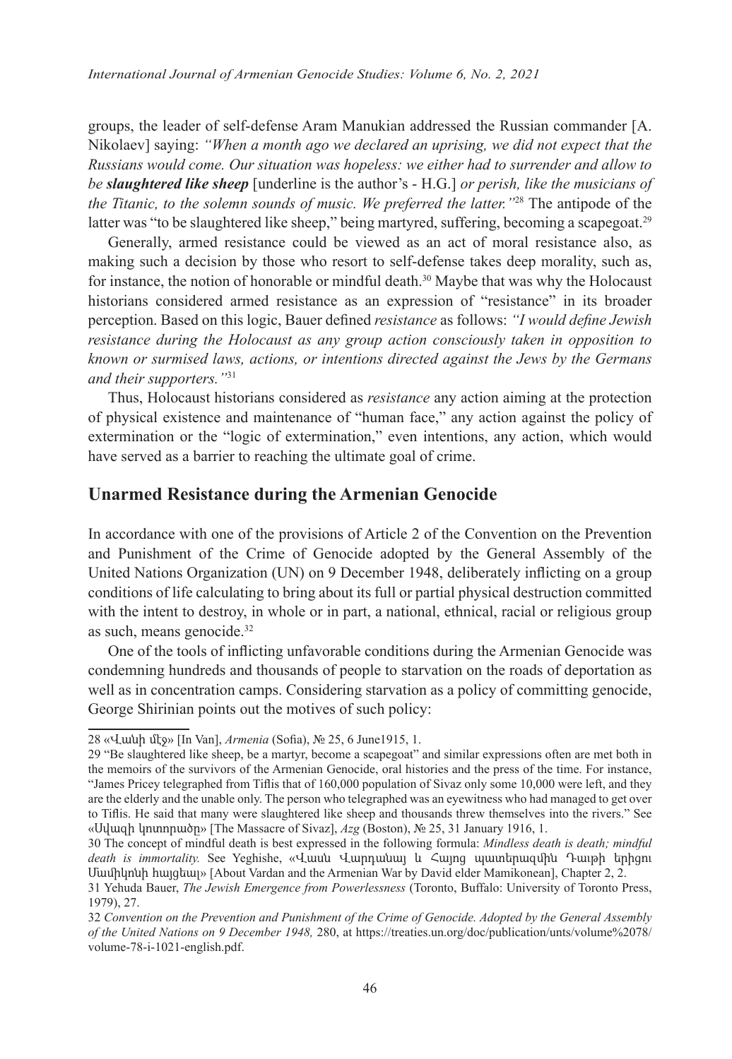groups, the leader of self-defense Aram Manukian addressed the Russian commander [A. Nikolaev] saying: *"When a month ago we declared an uprising, we did not expect that the Russians would come. Our situation was hopeless: we either had to surrender and allow to be* ***slaughtered like sheep*** [underline is the author's - H.G.] *or perish, like the musicians of the Titanic, to the solemn sounds of music. We preferred the latter."*[28] The antipode of the latter was "to be slaughtered like sheep," being martyred, suffering, becoming a scapegoat.[29]

Generally, armed resistance could be viewed as an act of moral resistance also, as making such a decision by those who resort to self-defense takes deep morality, such as, for instance, the notion of honorable or mindful death.[30] Maybe that was why the Holocaust historians considered armed resistance as an expression of "resistance" in its broader perception. Based on this logic, Bauer defined *resistance* as follows: *"I would define Jewish resistance during the Holocaust as any group action consciously taken in opposition to known or surmised laws, actions, or intentions directed against the Jews by the Germans and their supporters."*[31]

Thus, Holocaust historians considered as *resistance* any action aiming at the protection of physical existence and maintenance of "human face," any action against the policy of extermination or the "logic of extermination," even intentions, any action, which would have served as a barrier to reaching the ultimate goal of crime.

## Unarmed Resistance during the Armenian Genocide

In accordance with one of the provisions of Article 2 of the Convention on the Prevention and Punishment of the Crime of Genocide adopted by the General Assembly of the United Nations Organization (UN) on 9 December 1948, deliberately inflicting on a group conditions of life calculating to bring about its full or partial physical destruction committed with the intent to destroy, in whole or in part, a national, ethnical, racial or religious group as such, means genocide.[32]

One of the tools of inflicting unfavorable conditions during the Armenian Genocide was condemning hundreds and thousands of people to starvation on the roads of deportation as well as in concentration camps. Considering starvation as a policy of committing genocide, George Shirinian points out the motives of such policy:

---

28 «Վանի մէջ» [In Van], *Armenia* (Sofia), № 25, 6 June1915, 1.

29 "Be slaughtered like sheep, be a martyr, become a scapegoat" and similar expressions often are met both in the memoirs of the survivors of the Armenian Genocide, oral histories and the press of the time. For instance, "James Pricey telegraphed from Tiflis that of 160,000 population of Sivaz only some 10,000 were left, and they are the elderly and the unable only. The person who telegraphed was an eyewitness who had managed to get over to Tiflis. He said that many were slaughtered like sheep and thousands threw themselves into the rivers." See «Սվազի կոտորածը» [The Massacre of Sivaz], *Azg* (Boston), № 25, 31 January 1916, 1.

30 The concept of mindful death is best expressed in the following formula: *Mindless death is death; mindful death is immortality.* See Yeghishe, «Վասն Վարդանայ և Հայոց պատերազմին Դաւթի երիցու Մամիկոնի հայցեալ» [About Vardan and the Armenian War by David elder Mamikonean], Chapter 2, 2.

31 Yehuda Bauer, *The Jewish Emergence from Powerlessness* (Toronto, Buffalo: University of Toronto Press, 1979), 27.

32 *Convention on the Prevention and Punishment of the Crime of Genocide. Adopted by the General Assembly of the United Nations on 9 December 1948,* 280, at https://treaties.un.org/doc/publication/unts/volume%2078/volume-78-i-1021-english.pdf.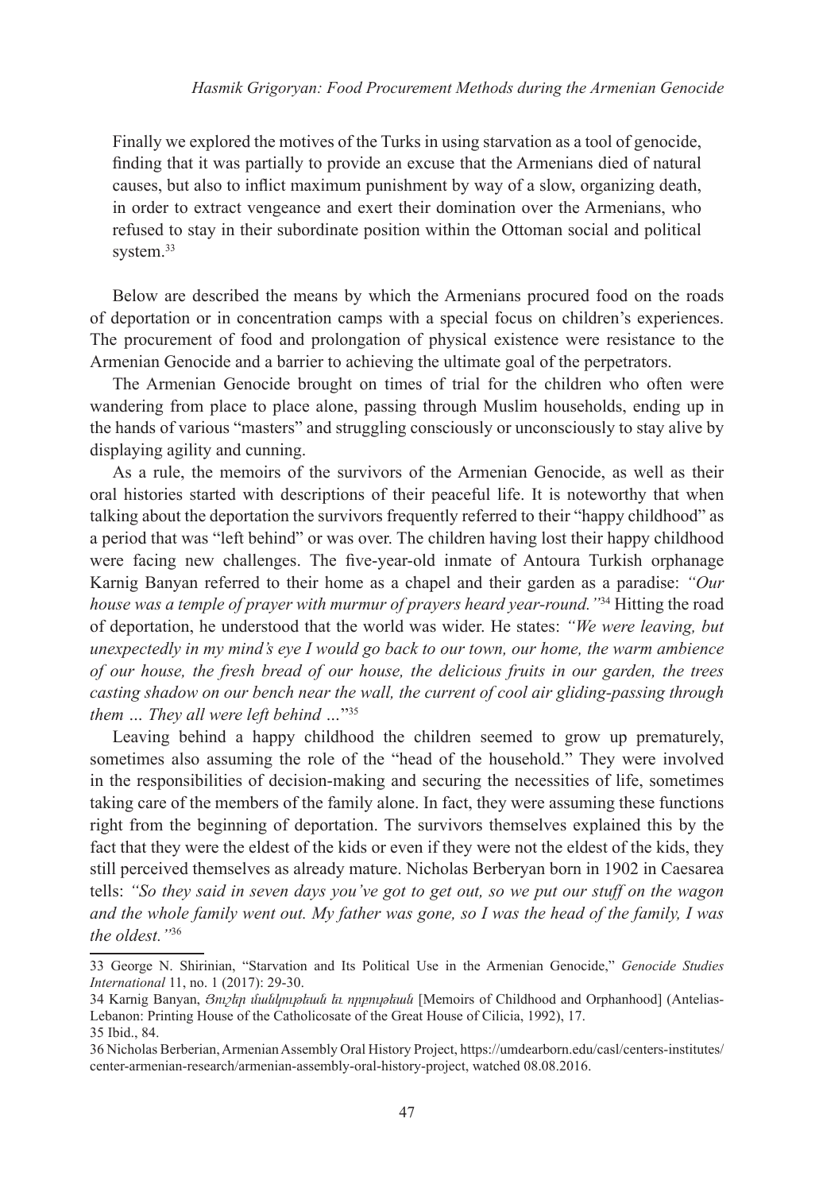Finally we explored the motives of the Turks in using starvation as a tool of genocide, finding that it was partially to provide an excuse that the Armenians died of natural causes, but also to inflict maximum punishment by way of a slow, organizing death, in order to extract vengeance and exert their domination over the Armenians, who refused to stay in their subordinate position within the Ottoman social and political system.[33]

Below are described the means by which the Armenians procured food on the roads of deportation or in concentration camps with a special focus on children's experiences. The procurement of food and prolongation of physical existence were resistance to the Armenian Genocide and a barrier to achieving the ultimate goal of the perpetrators.

The Armenian Genocide brought on times of trial for the children who often were wandering from place to place alone, passing through Muslim households, ending up in the hands of various "masters" and struggling consciously or unconsciously to stay alive by displaying agility and cunning.

As a rule, the memoirs of the survivors of the Armenian Genocide, as well as their oral histories started with descriptions of their peaceful life. It is noteworthy that when talking about the deportation the survivors frequently referred to their "happy childhood" as a period that was "left behind" or was over. The children having lost their happy childhood were facing new challenges. The five-year-old inmate of Antoura Turkish orphanage Karnig Banyan referred to their home as a chapel and their garden as a paradise: *"Our house was a temple of prayer with murmur of prayers heard year-round."*[34] Hitting the road of deportation, he understood that the world was wider. He states: *"We were leaving, but unexpectedly in my mind's eye I would go back to our town, our home, the warm ambience of our house, the fresh bread of our house, the delicious fruits in our garden, the trees casting shadow on our bench near the wall, the current of cool air gliding-passing through them … They all were left behind …"*[35]

Leaving behind a happy childhood the children seemed to grow up prematurely, sometimes also assuming the role of the "head of the household." They were involved in the responsibilities of decision-making and securing the necessities of life, sometimes taking care of the members of the family alone. In fact, they were assuming these functions right from the beginning of deportation. The survivors themselves explained this by the fact that they were the eldest of the kids or even if they were not the eldest of the kids, they still perceived themselves as already mature. Nicholas Berberyan born in 1902 in Caesarea tells: *"So they said in seven days you've got to get out, so we put our stuff on the wagon and the whole family went out. My father was gone, so I was the head of the family, I was the oldest."*[36]

---

33 George N. Shirinian, "Starvation and Its Political Use in the Armenian Genocide," *Genocide Studies International* 11, no. 1 (2017): 29-30.

34 Karnig Banyan, *Յուշեր մանկութեան եւ որբութեան* [Memoirs of Childhood and Orphanhood] (Antelias-Lebanon: Printing House of the Catholicosate of the Great House of Cilicia, 1992), 17.

35 Ibid., 84.

36 Nicholas Berberian, Armenian Assembly Oral History Project, https://umdearborn.edu/casl/centers-institutes/center-armenian-research/armenian-assembly-oral-history-project, watched 08.08.2016.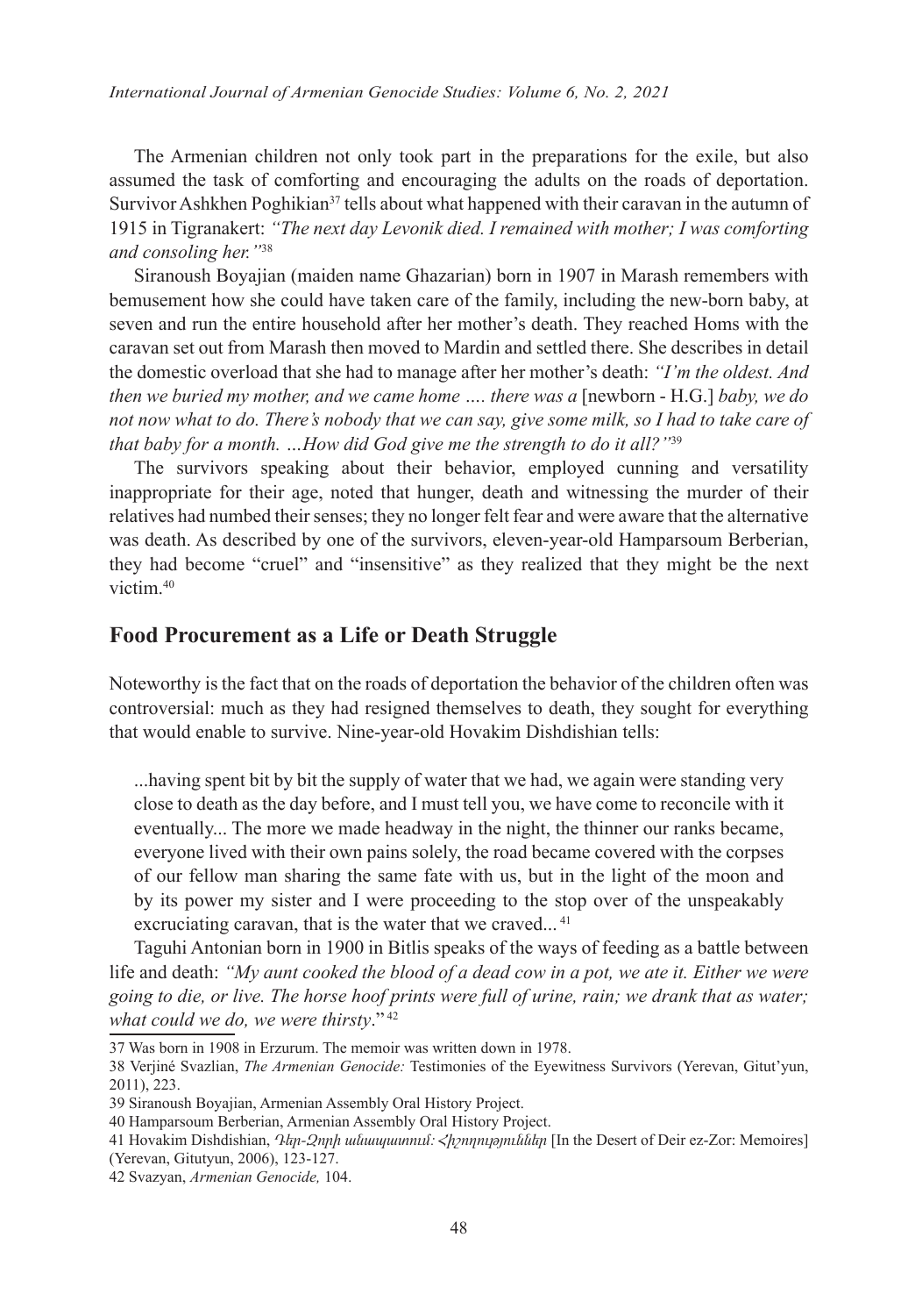The Armenian children not only took part in the preparations for the exile, but also assumed the task of comforting and encouraging the adults on the roads of deportation. Survivor Ashkhen Poghikian[37] tells about what happened with their caravan in the autumn of 1915 in Tigranakert: *"The next day Levonik died. I remained with mother; I was comforting and consoling her."*[38]

Siranoush Boyajian (maiden name Ghazarian) born in 1907 in Marash remembers with bemusement how she could have taken care of the family, including the new-born baby, at seven and run the entire household after her mother's death. They reached Homs with the caravan set out from Marash then moved to Mardin and settled there. She describes in detail the domestic overload that she had to manage after her mother's death: *"I'm the oldest. And then we buried my mother, and we came home …. there was a* [newborn - H.G.] *baby, we do not now what to do. There's nobody that we can say, give some milk, so I had to take care of that baby for a month. …How did God give me the strength to do it all?"*[39]

The survivors speaking about their behavior, employed cunning and versatility inappropriate for their age, noted that hunger, death and witnessing the murder of their relatives had numbed their senses; they no longer felt fear and were aware that the alternative was death. As described by one of the survivors, eleven-year-old Hamparsoum Berberian, they had become "cruel" and "insensitive" as they realized that they might be the next victim.[40]

## Food Procurement as a Life or Death Struggle

Noteworthy is the fact that on the roads of deportation the behavior of the children often was controversial: much as they had resigned themselves to death, they sought for everything that would enable to survive. Nine-year-old Hovakim Dishdishian tells:

> ...having spent bit by bit the supply of water that we had, we again were standing very close to death as the day before, and I must tell you, we have come to reconcile with it eventually... The more we made headway in the night, the thinner our ranks became, everyone lived with their own pains solely, the road became covered with the corpses of our fellow man sharing the same fate with us, but in the light of the moon and by its power my sister and I were proceeding to the stop over of the unspeakably excruciating caravan, that is the water that we craved...[41]

Taguhi Antonian born in 1900 in Bitlis speaks of the ways of feeding as a battle between life and death: *"My aunt cooked the blood of a dead cow in a pot, we ate it. Either we were going to die, or live. The horse hoof prints were full of urine, rain; we drank that as water; what could we do, we were thirsty*."[42]

---

37 Was born in 1908 in Erzurum. The memoir was written down in 1978.

38 Verjiné Svazlian, *The Armenian Genocide:* Testimonies of the Eyewitness Survivors (Yerevan, Gitut'yun, 2011), 223.

39 Siranoush Boyajian, Armenian Assembly Oral History Project.

40 Hamparsoum Berberian, Armenian Assembly Oral History Project.

41 Hovakim Dishdishian, *Դեր-Զորի անապատում: Հիշողություններ* [In the Desert of Deir ez-Zor: Memoires] (Yerevan, Gitutyun, 2006), 123-127.

42 Svazyan, *Armenian Genocide,* 104.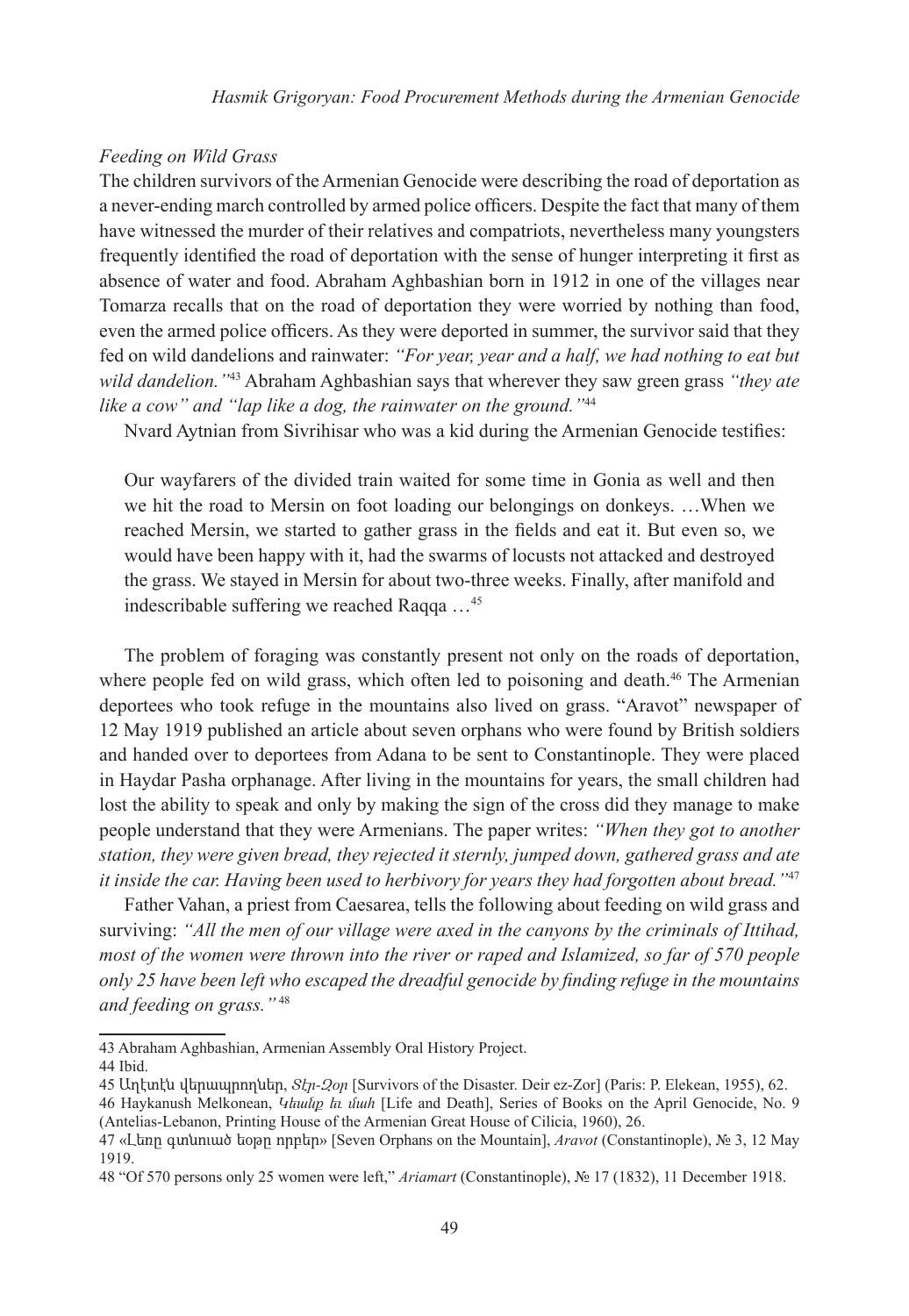*Feeding on Wild Grass*

The children survivors of the Armenian Genocide were describing the road of deportation as a never-ending march controlled by armed police officers. Despite the fact that many of them have witnessed the murder of their relatives and compatriots, nevertheless many youngsters frequently identified the road of deportation with the sense of hunger interpreting it first as absence of water and food. Abraham Aghbashian born in 1912 in one of the villages near Tomarza recalls that on the road of deportation they were worried by nothing than food, even the armed police officers. As they were deported in summer, the survivor said that they fed on wild dandelions and rainwater: *"For year, year and a half, we had nothing to eat but wild dandelion."*[43] Abraham Aghbashian says that wherever they saw green grass *"they ate like a cow" and "lap like a dog, the rainwater on the ground."*[44]

Nvard Aytnian from Sivrihisar who was a kid during the Armenian Genocide testifies:

> Our wayfarers of the divided train waited for some time in Gonia as well and then we hit the road to Mersin on foot loading our belongings on donkeys. …When we reached Mersin, we started to gather grass in the fields and eat it. But even so, we would have been happy with it, had the swarms of locusts not attacked and destroyed the grass. We stayed in Mersin for about two-three weeks. Finally, after manifold and indescribable suffering we reached Raqqa …[45]

The problem of foraging was constantly present not only on the roads of deportation, where people fed on wild grass, which often led to poisoning and death.[46] The Armenian deportees who took refuge in the mountains also lived on grass. "Aravot" newspaper of 12 May 1919 published an article about seven orphans who were found by British soldiers and handed over to deportees from Adana to be sent to Constantinople. They were placed in Haydar Pasha orphanage. After living in the mountains for years, the small children had lost the ability to speak and only by making the sign of the cross did they manage to make people understand that they were Armenians. The paper writes: *"When they got to another station, they were given bread, they rejected it sternly, jumped down, gathered grass and ate it inside the car. Having been used to herbivory for years they had forgotten about bread."*[47]

Father Vahan, a priest from Caesarea, tells the following about feeding on wild grass and surviving: *"All the men of our village were axed in the canyons by the criminals of Ittihad, most of the women were thrown into the river or raped and Islamized, so far of 570 people only 25 have been left who escaped the dreadful genocide by finding refuge in the mountains and feeding on grass."*[48]

---

43 Abraham Aghbashian, Armenian Assembly Oral History Project.

44 Ibid.

45 Աղէտէն վերապրողներ, *Տէր-Զօր* [Survivors of the Disaster. Deir ez-Zor] (Paris: P. Elekean, 1955), 62.

46 Haykanush Melkonean, *Կեանք եւ մահ* [Life and Death], Series of Books on the April Genocide, No. 9 (Antelias-Lebanon, Printing House of the Armenian Great House of Cilicia, 1960), 26.

47 «Լեռը գտնուած եօթը որբեր» [Seven Orphans on the Mountain], *Aravot* (Constantinople), № 3, 12 May 1919.

48 "Of 570 persons only 25 women were left," *Ariamart* (Constantinople), № 17 (1832), 11 December 1918.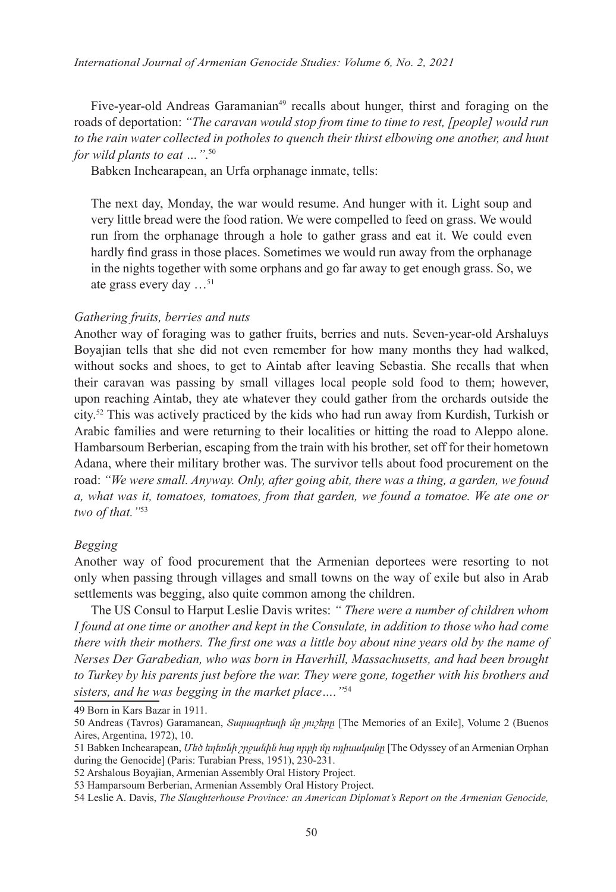Five-year-old Andreas Garamanian[49] recalls about hunger, thirst and foraging on the roads of deportation: *"The caravan would stop from time to time to rest, [people] would run to the rain water collected in potholes to quench their thirst elbowing one another, and hunt for wild plants to eat …".*[50]

Babken Inchearapean, an Urfa orphanage inmate, tells:

> The next day, Monday, the war would resume. And hunger with it. Light soup and very little bread were the food ration. We were compelled to feed on grass. We would run from the orphanage through a hole to gather grass and eat it. We could even hardly find grass in those places. Sometimes we would run away from the orphanage in the nights together with some orphans and go far away to get enough grass. So, we ate grass every day …[51]

*Gathering fruits, berries and nuts*

Another way of foraging was to gather fruits, berries and nuts. Seven-year-old Arshaluys Boyajian tells that she did not even remember for how many months they had walked, without socks and shoes, to get to Aintab after leaving Sebastia. She recalls that when their caravan was passing by small villages local people sold food to them; however, upon reaching Aintab, they ate whatever they could gather from the orchards outside the city.[52] This was actively practiced by the kids who had run away from Kurdish, Turkish or Arabic families and were returning to their localities or hitting the road to Aleppo alone. Hambarsoum Berberian, escaping from the train with his brother, set off for their hometown Adana, where their military brother was. The survivor tells about food procurement on the road: *"We were small. Anyway. Only, after going abit, there was a thing, a garden, we found a, what was it, tomatoes, tomatoes, from that garden, we found a tomatoe. We ate one or two of that."*[53]

*Begging*

Another way of food procurement that the Armenian deportees were resorting to not only when passing through villages and small towns on the way of exile but also in Arab settlements was begging, also quite common among the children.

The US Consul to Harput Leslie Davis writes: *" There were a number of children whom I found at one time or another and kept in the Consulate, in addition to those who had come there with their mothers. The first one was a little boy about nine years old by the name of Nerses Der Garabedian, who was born in Haverhill, Massachusetts, and had been brought to Turkey by his parents just before the war. They were gone, together with his brothers and sisters, and he was begging in the market place…."*[54]

---

49 Born in Kars Bazar in 1911.

50 Andreas (Tavros) Garamanean, *Տարագրեալի մը յուշերը* [The Memories of an Exile], Volume 2 (Buenos Aires, Argentina, 1972), 10.

51 Babken Inchearapean, *Մեծ եղեռնի շրջանին հայ որբի մը ոդիսականը* [The Odyssey of an Armenian Orphan during the Genocide] (Paris: Turabian Press, 1951), 230-231.

52 Arshalous Boyajian, Armenian Assembly Oral History Project.

53 Hamparsoum Berberian, Armenian Assembly Oral History Project.

54 Leslie A. Davis, *The Slaughterhouse Province: an American Diplomat's Report on the Armenian Genocide,*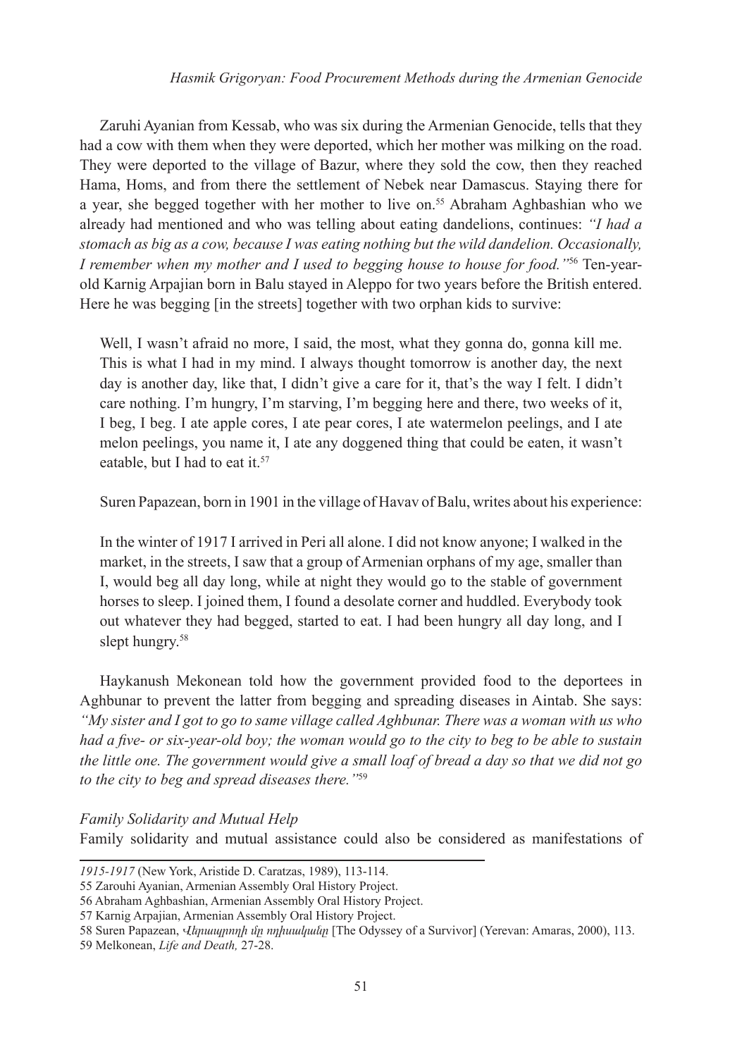Zaruhi Ayanian from Kessab, who was six during the Armenian Genocide, tells that they had a cow with them when they were deported, which her mother was milking on the road. They were deported to the village of Bazur, where they sold the cow, then they reached Hama, Homs, and from there the settlement of Nebek near Damascus. Staying there for a year, she begged together with her mother to live on.[55] Abraham Aghbashian who we already had mentioned and who was telling about eating dandelions, continues: *"I had a stomach as big as a cow, because I was eating nothing but the wild dandelion. Occasionally, I remember when my mother and I used to begging house to house for food."*[56] Ten-year-old Karnig Arpajian born in Balu stayed in Aleppo for two years before the British entered. Here he was begging [in the streets] together with two orphan kids to survive:

> Well, I wasn't afraid no more, I said, the most, what they gonna do, gonna kill me. This is what I had in my mind. I always thought tomorrow is another day, the next day is another day, like that, I didn't give a care for it, that's the way I felt. I didn't care nothing. I'm hungry, I'm starving, I'm begging here and there, two weeks of it, I beg, I beg. I ate apple cores, I ate pear cores, I ate watermelon peelings, and I ate melon peelings, you name it, I ate any doggened thing that could be eaten, it wasn't eatable, but I had to eat it.[57]

Suren Papazean, born in 1901 in the village of Havav of Balu, writes about his experience:

> In the winter of 1917 I arrived in Peri all alone. I did not know anyone; I walked in the market, in the streets, I saw that a group of Armenian orphans of my age, smaller than I, would beg all day long, while at night they would go to the stable of government horses to sleep. I joined them, I found a desolate corner and huddled. Everybody took out whatever they had begged, started to eat. I had been hungry all day long, and I slept hungry.[58]

Haykanush Mekonean told how the government provided food to the deportees in Aghbunar to prevent the latter from begging and spreading diseases in Aintab. She says: *"My sister and I got to go to same village called Aghbunar. There was a woman with us who had a five- or six-year-old boy; the woman would go to the city to beg to be able to sustain the little one. The government would give a small loaf of bread a day so that we did not go to the city to beg and spread diseases there."*[59]

*Family Solidarity and Mutual Help*

Family solidarity and mutual assistance could also be considered as manifestations of

---

*1915-1917* (New York, Aristide D. Caratzas, 1989), 113-114.

55 Zarouhi Ayanian, Armenian Assembly Oral History Project.

56 Abraham Aghbashian, Armenian Assembly Oral History Project.

57 Karnig Arpajian, Armenian Assembly Oral History Project.

58 Suren Papazean, *Վերապրողի մը ոդիսականը* [The Odyssey of a Survivor] (Yerevan: Amaras, 2000), 113.

59 Melkonean, *Life and Death,* 27-28.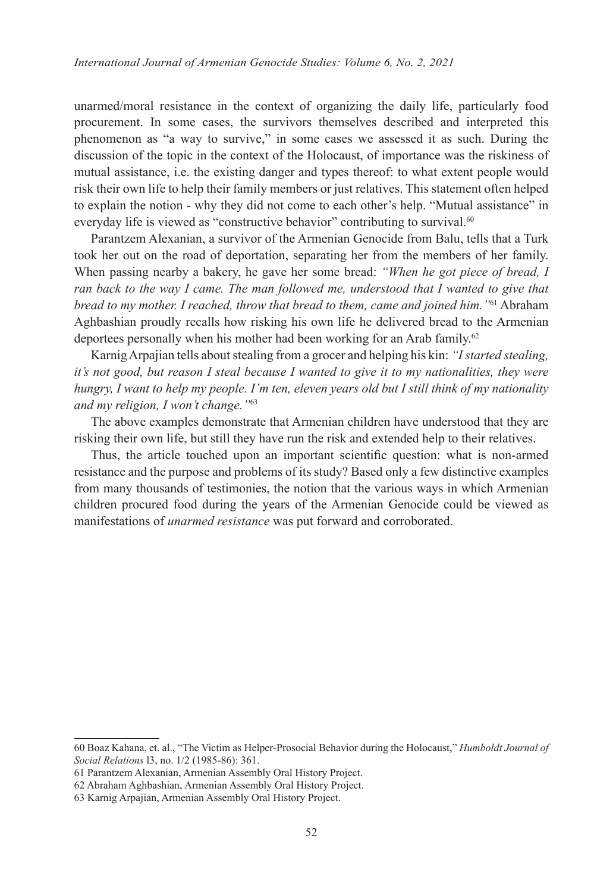unarmed/moral resistance in the context of organizing the daily life, particularly food procurement. In some cases, the survivors themselves described and interpreted this phenomenon as "a way to survive," in some cases we assessed it as such. During the discussion of the topic in the context of the Holocaust, of importance was the riskiness of mutual assistance, i.e. the existing danger and types thereof: to what extent people would risk their own life to help their family members or just relatives. This statement often helped to explain the notion - why they did not come to each other's help. "Mutual assistance" in everyday life is viewed as "constructive behavior" contributing to survival.[60]

Parantzem Alexanian, a survivor of the Armenian Genocide from Balu, tells that a Turk took her out on the road of deportation, separating her from the members of her family. When passing nearby a bakery, he gave her some bread: *"When he got piece of bread, I ran back to the way I came. The man followed me, understood that I wanted to give that bread to my mother. I reached, throw that bread to them, came and joined him."*[61] Abraham Aghbashian proudly recalls how risking his own life he delivered bread to the Armenian deportees personally when his mother had been working for an Arab family.[62]

Karnig Arpajian tells about stealing from a grocer and helping his kin: *"I started stealing, it's not good, but reason I steal because I wanted to give it to my nationalities, they were hungry, I want to help my people. I'm ten, eleven years old but I still think of my nationality and my religion, I won't change."*[63]

The above examples demonstrate that Armenian children have understood that they are risking their own life, but still they have run the risk and extended help to their relatives.

Thus, the article touched upon an important scientific question: what is non-armed resistance and the purpose and problems of its study? Based only a few distinctive examples from many thousands of testimonies, the notion that the various ways in which Armenian children procured food during the years of the Armenian Genocide could be viewed as manifestations of *unarmed resistance* was put forward and corroborated.

---

60 Boaz Kahana, et. al., "The Victim as Helper-Prosocial Behavior during the Holocaust," *Humboldt Journal of Social Relations* l3, no. 1/2 (1985-86): 361.

61 Parantzem Alexanian, Armenian Assembly Oral History Project.

62 Abraham Aghbashian, Armenian Assembly Oral History Project.

63 Karnig Arpajian, Armenian Assembly Oral History Project.